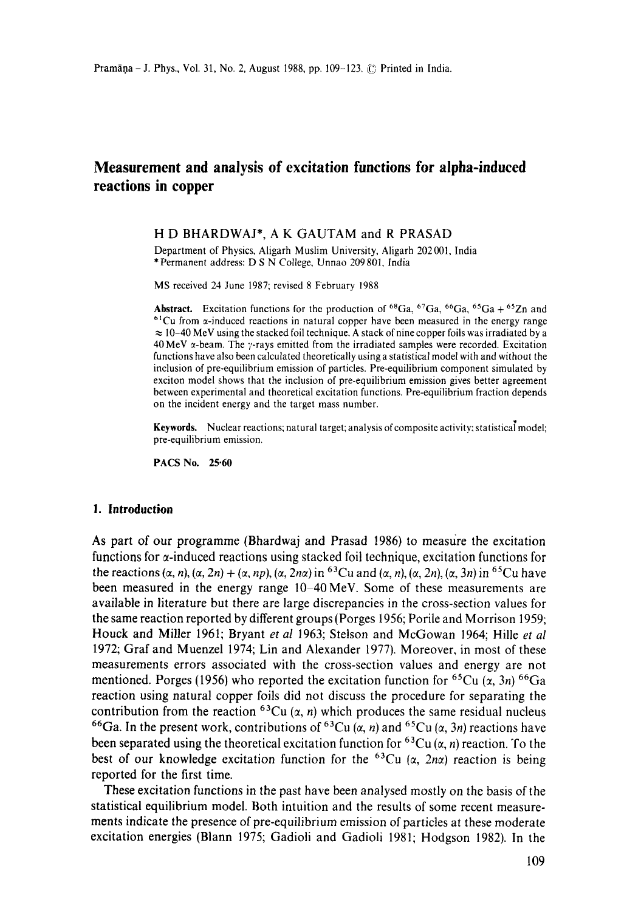# Measurement and analysis of excitation functions for alpha-induced reactions in copper

H D BHARDWAJ*, A K GAUTAM and R PRASAD

Department of Physics, Aligarh Muslim University, Aligarh 202 001, India
*Permanent address: D S N College, Unnao 209 801, India

MS received 24 June 1987; revised 8 February 1988

**Abstract.** Excitation functions for the production of $^{68}$Ga, $^{67}$Ga, $^{66}$Ga, $^{65}$Ga + $^{65}$Zn and $^{61}$Cu from $\alpha$-induced reactions in natural copper have been measured in the energy range $\approx$ 10–40 MeV using the stacked foil technique. A stack of nine copper foils was irradiated by a 40 MeV $\alpha$-beam. The $\gamma$-rays emitted from the irradiated samples were recorded. Excitation functions have also been calculated theoretically using a statistical model with and without the inclusion of pre-equilibrium emission of particles. Pre-equilibrium component simulated by exciton model shows that the inclusion of pre-equilibrium emission gives better agreement between experimental and theoretical excitation functions. Pre-equilibrium fraction depends on the incident energy and the target mass number.

**Keywords.** Nuclear reactions; natural target; analysis of composite activity; statistical model; pre-equilibrium emission.

**PACS No.** 25·60

## 1. Introduction

As part of our programme (Bhardwaj and Prasad 1986) to measure the excitation functions for $\alpha$-induced reactions using stacked foil technique, excitation functions for the reactions ($\alpha$, $n$), ($\alpha$, $2n$) + ($\alpha$, $np$), ($\alpha$, $2n\alpha$) in $^{63}$Cu and ($\alpha$, $n$), ($\alpha$, $2n$), ($\alpha$, $3n$) in $^{65}$Cu have been measured in the energy range 10–40 MeV. Some of these measurements are available in literature but there are large discrepancies in the cross-section values for the same reaction reported by different groups (Porges 1956; Porile and Morrison 1959; Houck and Miller 1961; Bryant *et al* 1963; Stelson and McGowan 1964; Hille *et al* 1972; Graf and Muenzel 1974; Lin and Alexander 1977). Moreover, in most of these measurements errors associated with the cross-section values and energy are not mentioned. Porges (1956) who reported the excitation function for $^{65}$Cu ($\alpha$, $3n$) $^{66}$Ga reaction using natural copper foils did not discuss the procedure for separating the contribution from the reaction $^{63}$Cu ($\alpha$, $n$) which produces the same residual nucleus $^{66}$Ga. In the present work, contributions of $^{63}$Cu ($\alpha$, $n$) and $^{65}$Cu ($\alpha$, $3n$) reactions have been separated using the theoretical excitation function for $^{63}$Cu ($\alpha$, $n$) reaction. To the best of our knowledge excitation function for the $^{63}$Cu ($\alpha$, $2n\alpha$) reaction is being reported for the first time.

These excitation functions in the past have been analysed mostly on the basis of the statistical equilibrium model. Both intuition and the results of some recent measurements indicate the presence of pre-equilibrium emission of particles at these moderate excitation energies (Blann 1975; Gadioli and Gadioli 1981; Hodgson 1982). In the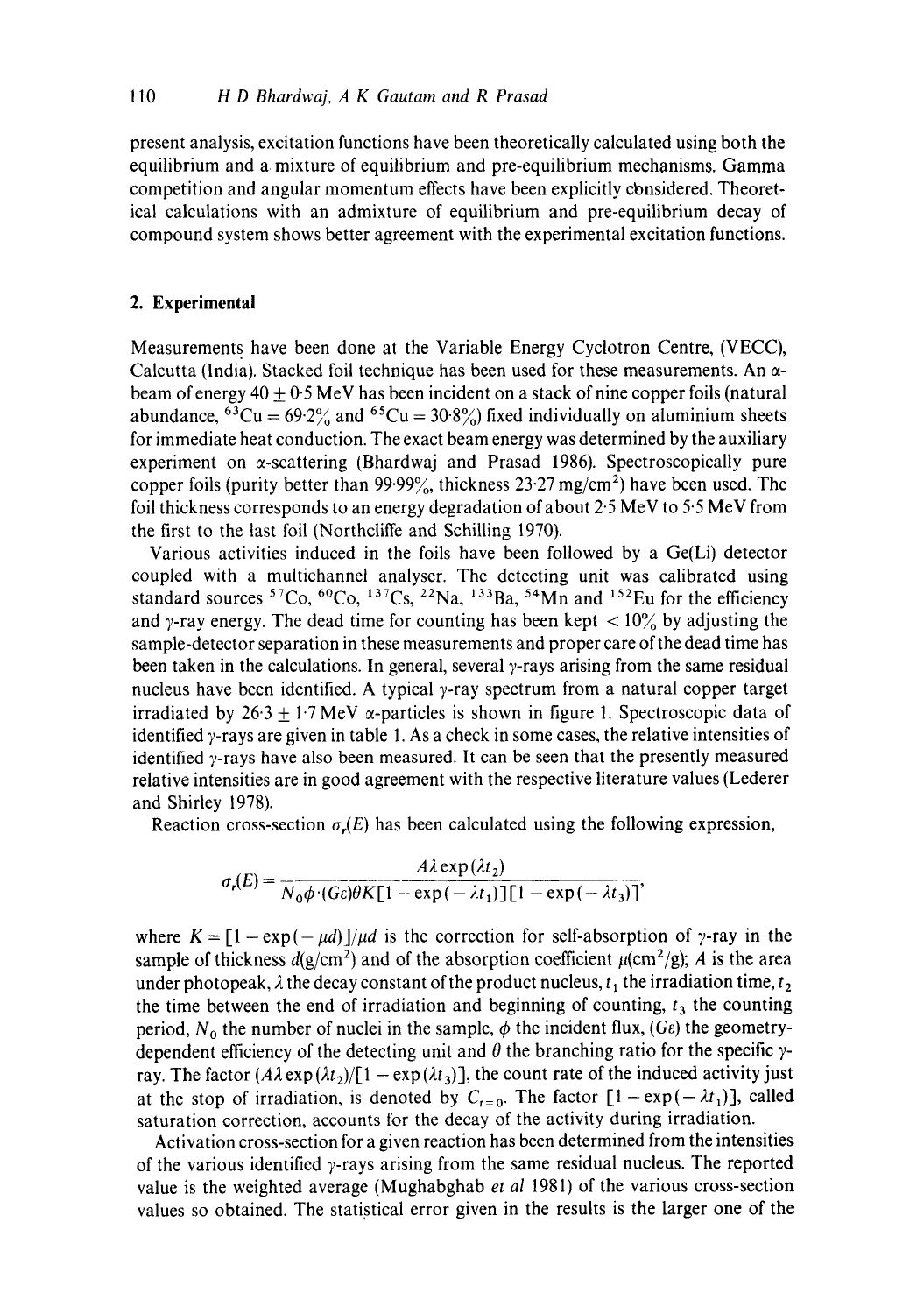present analysis, excitation functions have been theoretically calculated using both the equilibrium and a mixture of equilibrium and pre-equilibrium mechanisms. Gamma competition and angular momentum effects have been explicitly considered. Theoretical calculations with an admixture of equilibrium and pre-equilibrium decay of compound system shows better agreement with the experimental excitation functions.

## 2. Experimental

Measurements have been done at the Variable Energy Cyclotron Centre, (VECC), Calcutta (India). Stacked foil technique has been used for these measurements. An $\alpha$-beam of energy $40 \pm 0{\cdot}5$ MeV has been incident on a stack of nine copper foils (natural abundance, $^{63}$Cu = 69·2% and $^{65}$Cu = 30·8%) fixed individually on aluminium sheets for immediate heat conduction. The exact beam energy was determined by the auxiliary experiment on $\alpha$-scattering (Bhardwaj and Prasad 1986). Spectroscopically pure copper foils (purity better than 99·99%, thickness 23·27 mg/cm$^2$) have been used. The foil thickness corresponds to an energy degradation of about 2·5 MeV to 5·5 MeV from the first to the last foil (Northcliffe and Schilling 1970).

Various activities induced in the foils have been followed by a Ge(Li) detector coupled with a multichannel analyser. The detecting unit was calibrated using standard sources $^{57}$Co, $^{60}$Co, $^{137}$Cs, $^{22}$Na, $^{133}$Ba, $^{54}$Mn and $^{152}$Eu for the efficiency and $\gamma$-ray energy. The dead time for counting has been kept < 10% by adjusting the sample-detector separation in these measurements and proper care of the dead time has been taken in the calculations. In general, several $\gamma$-rays arising from the same residual nucleus have been identified. A typical $\gamma$-ray spectrum from a natural copper target irradiated by $26{\cdot}3 \pm 1{\cdot}7$ MeV $\alpha$-particles is shown in figure 1. Spectroscopic data of identified $\gamma$-rays are given in table 1. As a check in some cases, the relative intensities of identified $\gamma$-rays have also been measured. It can be seen that the presently measured relative intensities are in good agreement with the respective literature values (Lederer and Shirley 1978).

Reaction cross-section $\sigma_r(E)$ has been calculated using the following expression,

$$\sigma_r(E) = \frac{A\lambda \exp(\lambda t_2)}{N_0 \phi \cdot (G\varepsilon)\theta K[1 - \exp(-\lambda t_1)][1 - \exp(-\lambda t_3)]},$$

where $K = [1 - \exp(-\mu d)]/\mu d$ is the correction for self-absorption of $\gamma$-ray in the sample of thickness $d$(g/cm$^2$) and of the absorption coefficient $\mu$(cm$^2$/g); $A$ is the area under photopeak, $\lambda$ the decay constant of the product nucleus, $t_1$ the irradiation time, $t_2$ the time between the end of irradiation and beginning of counting, $t_3$ the counting period, $N_0$ the number of nuclei in the sample, $\phi$ the incident flux, $(G\varepsilon)$ the geometry-dependent efficiency of the detecting unit and $\theta$ the branching ratio for the specific $\gamma$-ray. The factor $(A\lambda \exp(\lambda t_2)/[1 - \exp(\lambda t_3)]$, the count rate of the induced activity just at the stop of irradiation, is denoted by $C_{t=0}$. The factor $[1 - \exp(-\lambda t_1)]$, called saturation correction, accounts for the decay of the activity during irradiation.

Activation cross-section for a given reaction has been determined from the intensities of the various identified $\gamma$-rays arising from the same residual nucleus. The reported value is the weighted average (Mughabghab *et al* 1981) of the various cross-section values so obtained. The statistical error given in the results is the larger one of the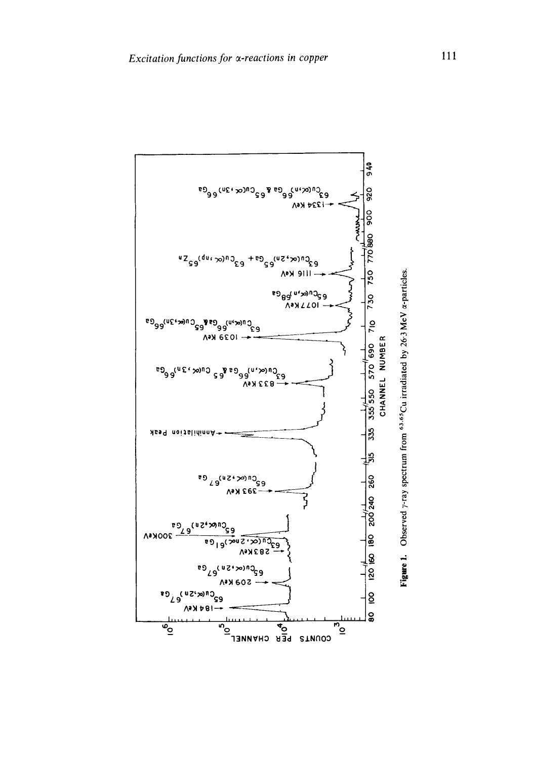Figure 1. Observed γ-ray spectrum from $^{63,65}$Cu irradiated by 26.3 MeV α-particles.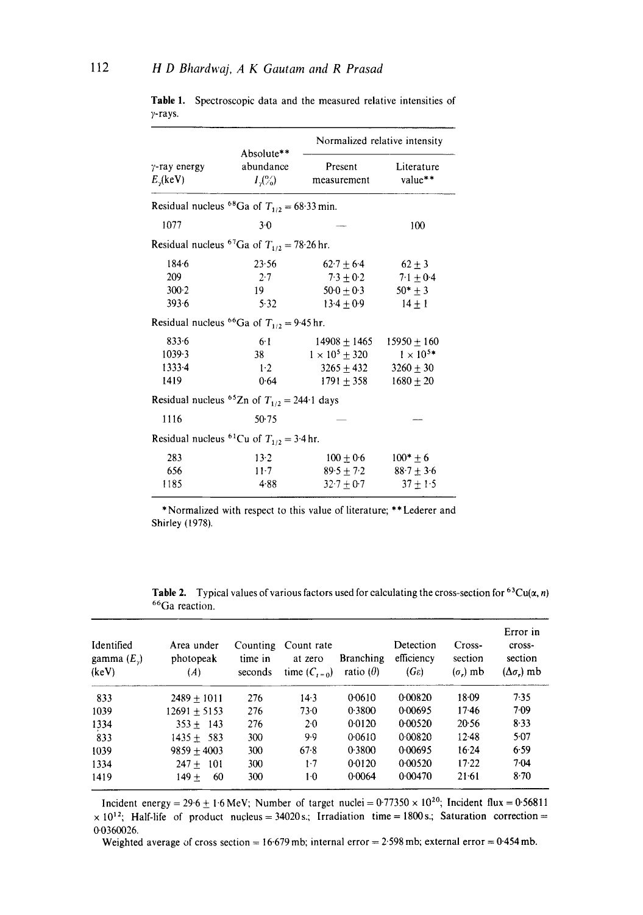**Table 1.** Spectroscopic data and the measured relative intensities of $\gamma$-rays.

| $\gamma$-ray energy $E_\gamma$(keV) | Absolute** abundance $I_\gamma$(%) | Normalized relative intensity | |
|---|---|---|---|
| | | Present measurement | Literature value** |
| Residual nucleus $^{68}$Ga of $T_{1/2} = 68{\cdot}33$ min. | | | |
| 1077 | 3·0 | — | 100 |
| Residual nucleus $^{67}$Ga of $T_{1/2} = 78{\cdot}26$ hr. | | | |
| 184·6 | 23·56 | 62·7 ± 6·4 | 62 ± 3 |
| 209 | 2·7 | 7·3 ± 0·2 | 7·1 ± 0·4 |
| 300·2 | 19 | 50·0 ± 0·3 | 50* ± 3 |
| 393·6 | 5·32 | 13·4 ± 0·9 | 14 ± 1 |
| Residual nucleus $^{66}$Ga of $T_{1/2} = 9{\cdot}45$ hr. | | | |
| 833·6 | 6·1 | 14908 ± 1465 | 15950 ± 160 |
| 1039·3 | 38 | $1 \times 10^5 \pm 320$ | $1 \times 10^{5}$* |
| 1333·4 | 1·2 | 3265 ± 432 | 3260 ± 30 |
| 1419 | 0·64 | 1791 ± 358 | 1680 ± 20 |
| Residual nucleus $^{65}$Zn of $T_{1/2} = 244{\cdot}1$ days | | | |
| 1116 | 50·75 | — | — |
| Residual nucleus $^{61}$Cu of $T_{1/2} = 3{\cdot}4$ hr. | | | |
| 283 | 13·2 | 100 ± 0·6 | 100* ± 6 |
| 656 | 11·7 | 89·5 ± 7·2 | 88·7 ± 3·6 |
| 1185 | 4·88 | 32·7 ± 0·7 | 37 ± 1·5 |

*Normalized with respect to this value of literature; **Lederer and Shirley (1978).

**Table 2.** Typical values of various factors used for calculating the cross-section for $^{63}$Cu($\alpha$, $n$) $^{66}$Ga reaction.

| Identified gamma ($E_\gamma$) (keV) | Area under photopeak ($A$) | Counting time in seconds | Count rate at zero time ($C_{t=0}$) | Branching ratio ($\theta$) | Detection efficiency ($G\varepsilon$) | Cross-section ($\sigma_r$) mb | Error in cross-section ($\Delta\sigma_r$) mb |
|---|---|---|---|---|---|---|---|
| 833 | 2489 ± 1011 | 276 | 14·3 | 0·0610 | 0·00820 | 18·09 | 7·35 |
| 1039 | 12691 ± 5153 | 276 | 73·0 | 0·3800 | 0·00695 | 17·46 | 7·09 |
| 1334 | 353 ± 143 | 276 | 2·0 | 0·0120 | 0·00520 | 20·56 | 8·33 |
| 833 | 1435 ± 583 | 300 | 9·9 | 0·0610 | 0·00820 | 12·48 | 5·07 |
| 1039 | 9859 ± 4003 | 300 | 67·8 | 0·3800 | 0·00695 | 16·24 | 6·59 |
| 1334 | 247 ± 101 | 300 | 1·7 | 0·0120 | 0·00520 | 17·22 | 7·04 |
| 1419 | 149 ± 60 | 300 | 1·0 | 0·0064 | 0·00470 | 21·61 | 8·70 |

Incident energy = 29·6 ± 1·6 MeV; Number of target nuclei = $0{\cdot}77350 \times 10^{20}$; Incident flux = $0{\cdot}56811 \times 10^{12}$; Half-life of product nucleus = 34020 s.; Irradiation time = 1800 s.; Saturation correction = 0·0360026.

Weighted average of cross section = 16·679 mb; internal error = 2·598 mb; external error = 0·454 mb.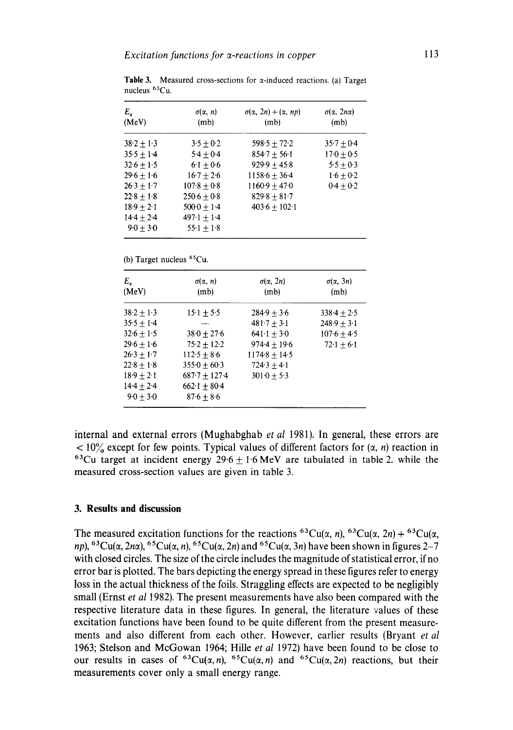**Table 3.** Measured cross-sections for α-induced reactions. (a) Target nucleus $^{63}$Cu.

| $E_\alpha$ (MeV) | $\sigma(\alpha, n)$ (mb) | $\sigma(\alpha, 2n) + (\alpha, np)$ (mb) | $\sigma(\alpha, 2n\alpha)$ (mb) |
|---|---|---|---|
| $38.2 \pm 1.3$ | $3.5 \pm 0.2$ | $598.5 \pm 72.2$ | $35.7 \pm 0.4$ |
| $35.5 \pm 1.4$ | $5.4 \pm 0.4$ | $854.7 \pm 56.1$ | $17.0 \pm 0.5$ |
| $32.6 \pm 1.5$ | $6.1 \pm 0.6$ | $929.9 \pm 45.8$ | $5.5 \pm 0.3$ |
| $29.6 \pm 1.6$ | $16.7 \pm 2.6$ | $1158.6 \pm 36.4$ | $1.6 \pm 0.2$ |
| $26.3 \pm 1.7$ | $107.8 \pm 0.8$ | $1160.9 \pm 47.0$ | $0.4 \pm 0.2$ |
| $22.8 \pm 1.8$ | $250.6 \pm 0.8$ | $829.8 \pm 81.7$ | |
| $18.9 \pm 2.1$ | $500.0 \pm 1.4$ | $403.6 \pm 102.1$ | |
| $14.4 \pm 2.4$ | $497.1 \pm 1.4$ | | |
| $9.0 \pm 3.0$ | $55.1 \pm 1.8$ | | |

(b) Target nucleus $^{65}$Cu.

| $E_\alpha$ (MeV) | $\sigma(\alpha, n)$ (mb) | $\sigma(\alpha, 2n)$ (mb) | $\sigma(\alpha, 3n)$ (mb) |
|---|---|---|---|
| $38.2 \pm 1.3$ | $15.1 \pm 5.5$ | $284.9 \pm 3.6$ | $338.4 \pm 2.5$ |
| $35.5 \pm 1.4$ | — | $481.7 \pm 3.1$ | $248.9 \pm 3.1$ |
| $32.6 \pm 1.5$ | $38.0 \pm 27.6$ | $641.1 \pm 3.0$ | $107.6 \pm 4.5$ |
| $29.6 \pm 1.6$ | $75.2 \pm 12.2$ | $974.4 \pm 19.6$ | $72.1 \pm 6.1$ |
| $26.3 \pm 1.7$ | $112.5 \pm 8.6$ | $1174.8 \pm 14.5$ | |
| $22.8 \pm 1.8$ | $355.0 \pm 60.3$ | $724.3 \pm 4.1$ | |
| $18.9 \pm 2.1$ | $687.7 \pm 127.4$ | $301.0 \pm 5.3$ | |
| $14.4 \pm 2.4$ | $662.1 \pm 80.4$ | | |
| $9.0 \pm 3.0$ | $87.6 \pm 8.6$ | | |

internal and external errors (Mughabghab *et al* 1981). In general, these errors are < 10% except for few points. Typical values of different factors for (α, *n*) reaction in $^{63}$Cu target at incident energy $29.6 \pm 1.6$ MeV are tabulated in table 2. while the measured cross-section values are given in table 3.

## 3. Results and discussion

The measured excitation functions for the reactions $^{63}$Cu(α, *n*), $^{63}$Cu(α, 2*n*) + $^{63}$Cu(α, *np*), $^{63}$Cu(α, 2*n*α), $^{65}$Cu(α, *n*), $^{65}$Cu(α, 2*n*) and $^{65}$Cu(α, 3*n*) have been shown in figures 2–7 with closed circles. The size of the circle includes the magnitude of statistical error, if no error bar is plotted. The bars depicting the energy spread in these figures refer to energy loss in the actual thickness of the foils. Straggling effects are expected to be negligibly small (Ernst *et al* 1982). The present measurements have also been compared with the respective literature data in these figures. In general, the literature values of these excitation functions have been found to be quite different from the present measurements and also different from each other. However, earlier results (Bryant *et al* 1963; Stelson and McGowan 1964; Hille *et al* 1972) have been found to be close to our results in cases of $^{63}$Cu(α, *n*), $^{65}$Cu(α, *n*) and $^{65}$Cu(α, 2*n*) reactions, but their measurements cover only a small energy range.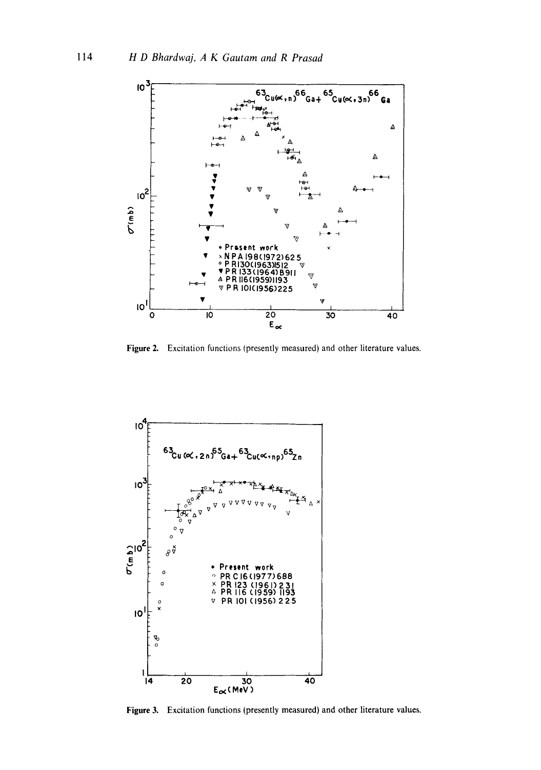Figure 2. Excitation functions (presently measured) and other literature values.

Figure 3. Excitation functions (presently measured) and other literature values.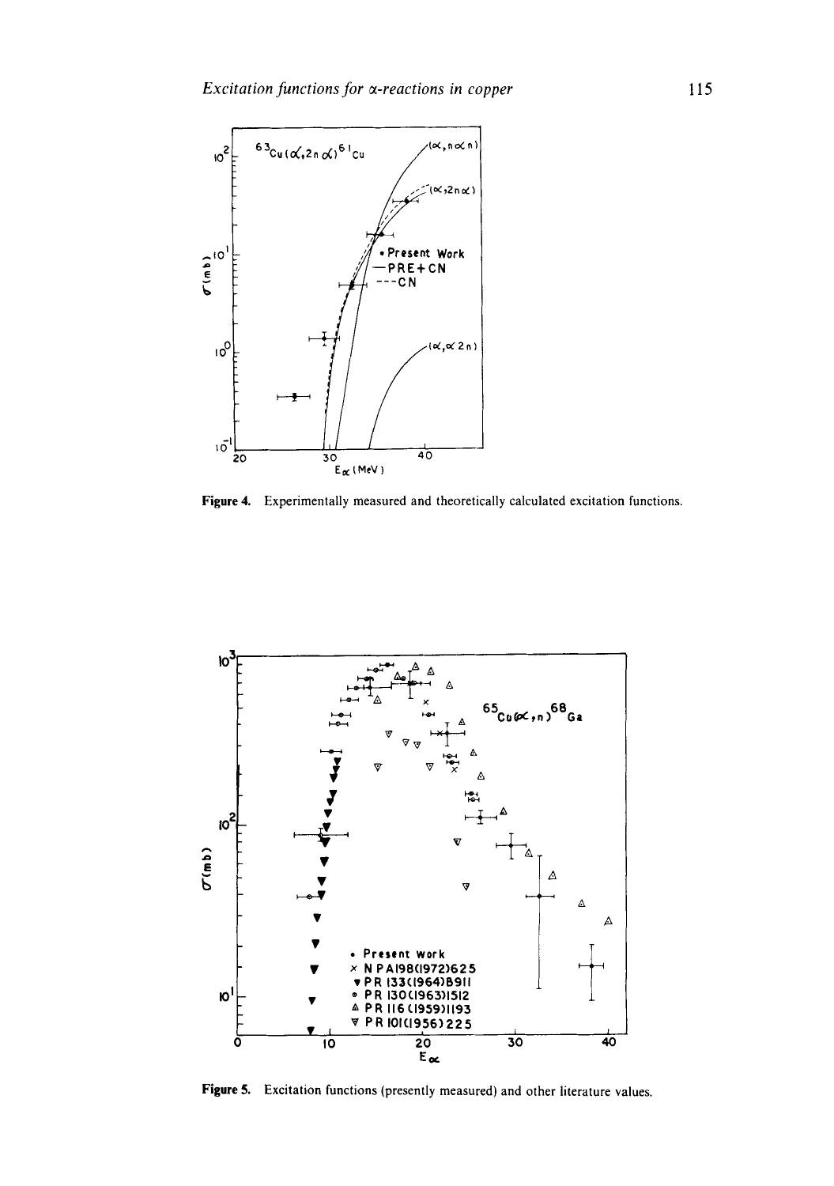Figure 4. Experimentally measured and theoretically calculated excitation functions.

Figure 5. Excitation functions (presently measured) and other literature values.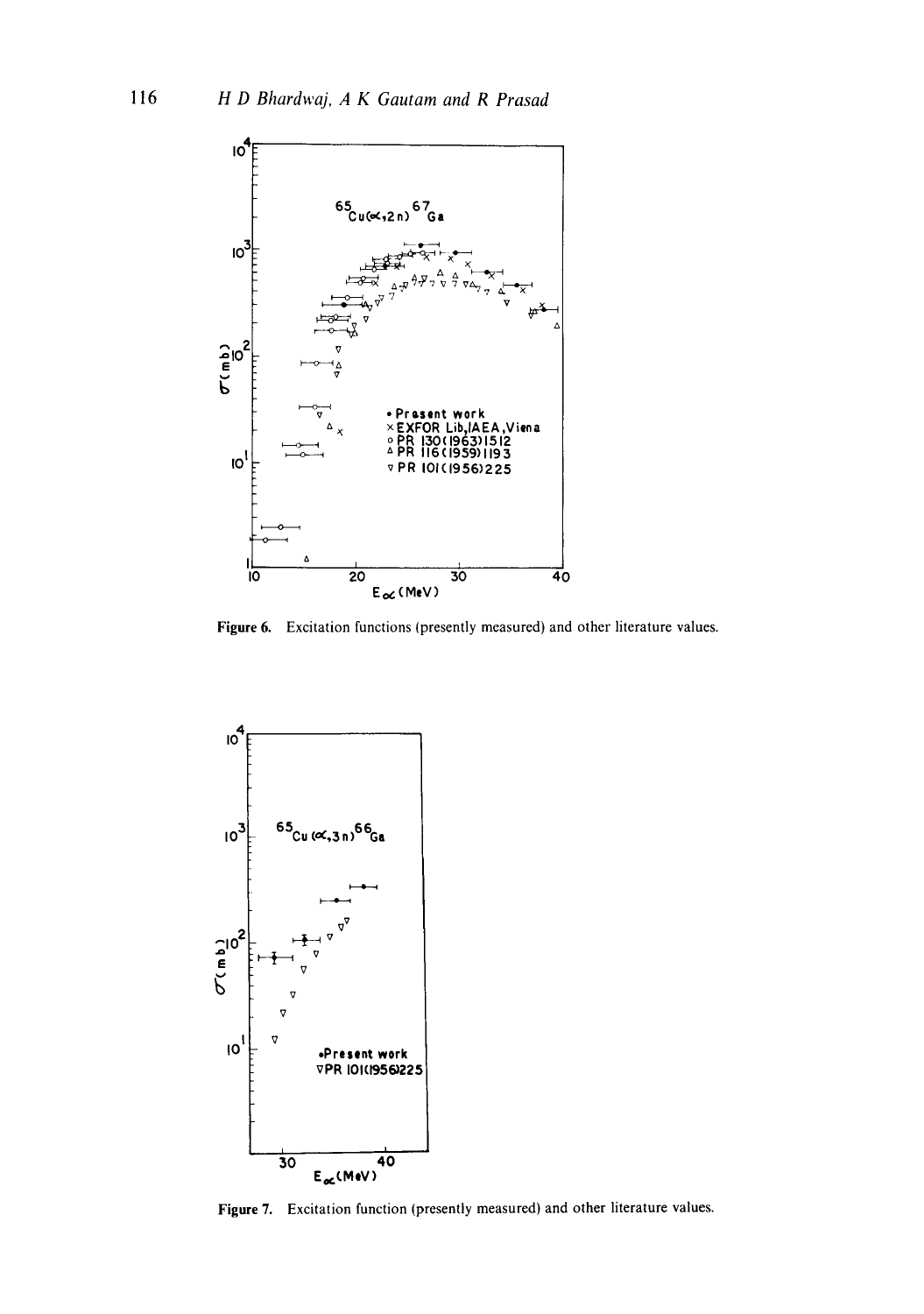Figure 6. Excitation functions (presently measured) and other literature values.

Figure 7. Excitation function (presently measured) and other literature values.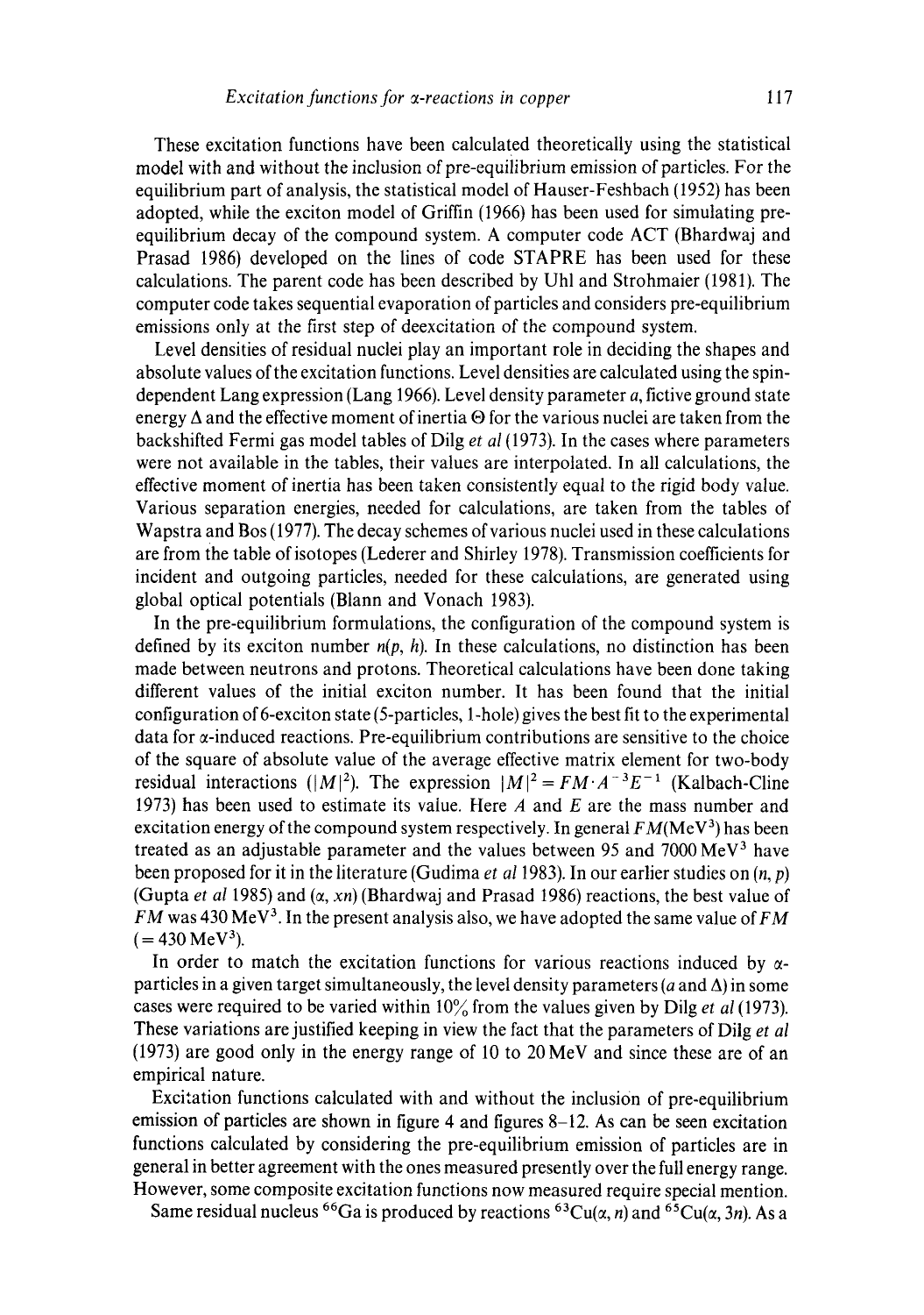These excitation functions have been calculated theoretically using the statistical model with and without the inclusion of pre-equilibrium emission of particles. For the equilibrium part of analysis, the statistical model of Hauser-Feshbach (1952) has been adopted, while the exciton model of Griffin (1966) has been used for simulating pre-equilibrium decay of the compound system. A computer code ACT (Bhardwaj and Prasad 1986) developed on the lines of code STAPRE has been used for these calculations. The parent code has been described by Uhl and Strohmaier (1981). The computer code takes sequential evaporation of particles and considers pre-equilibrium emissions only at the first step of deexcitation of the compound system.

Level densities of residual nuclei play an important role in deciding the shapes and absolute values of the excitation functions. Level densities are calculated using the spin-dependent Lang expression (Lang 1966). Level density parameter $a$, fictive ground state energy $\Delta$ and the effective moment of inertia $\Theta$ for the various nuclei are taken from the backshifted Fermi gas model tables of Dilg *et al* (1973). In the cases where parameters were not available in the tables, their values are interpolated. In all calculations, the effective moment of inertia has been taken consistently equal to the rigid body value. Various separation energies, needed for calculations, are taken from the tables of Wapstra and Bos (1977). The decay schemes of various nuclei used in these calculations are from the table of isotopes (Lederer and Shirley 1978). Transmission coefficients for incident and outgoing particles, needed for these calculations, are generated using global optical potentials (Blann and Vonach 1983).

In the pre-equilibrium formulations, the configuration of the compound system is defined by its exciton number $n(p, h)$. In these calculations, no distinction has been made between neutrons and protons. Theoretical calculations have been done taking different values of the initial exciton number. It has been found that the initial configuration of 6-exciton state (5-particles, 1-hole) gives the best fit to the experimental data for $\alpha$-induced reactions. Pre-equilibrium contributions are sensitive to the choice of the square of absolute value of the average effective matrix element for two-body residual interactions ($|M|^2$). The expression $|M|^2 = FM \cdot A^{-3}E^{-1}$ (Kalbach-Cline 1973) has been used to estimate its value. Here $A$ and $E$ are the mass number and excitation energy of the compound system respectively. In general $FM(\text{MeV}^3)$ has been treated as an adjustable parameter and the values between 95 and 7000 MeV$^3$ have been proposed for it in the literature (Gudima *et al* 1983). In our earlier studies on $(n, p)$ (Gupta *et al* 1985) and $(\alpha, xn)$ (Bhardwaj and Prasad 1986) reactions, the best value of $FM$ was 430 MeV$^3$. In the present analysis also, we have adopted the same value of $FM$ ($= 430\,\text{MeV}^3$).

In order to match the excitation functions for various reactions induced by $\alpha$-particles in a given target simultaneously, the level density parameters ($a$ and $\Delta$) in some cases were required to be varied within 10% from the values given by Dilg *et al* (1973). These variations are justified keeping in view the fact that the parameters of Dilg *et al* (1973) are good only in the energy range of 10 to 20 MeV and since these are of an empirical nature.

Excitation functions calculated with and without the inclusion of pre-equilibrium emission of particles are shown in figure 4 and figures 8–12. As can be seen excitation functions calculated by considering the pre-equilibrium emission of particles are in general in better agreement with the ones measured presently over the full energy range. However, some composite excitation functions now measured require special mention.

Same residual nucleus $^{66}$Ga is produced by reactions $^{63}$Cu$(\alpha, n)$ and $^{65}$Cu$(\alpha, 3n)$. As a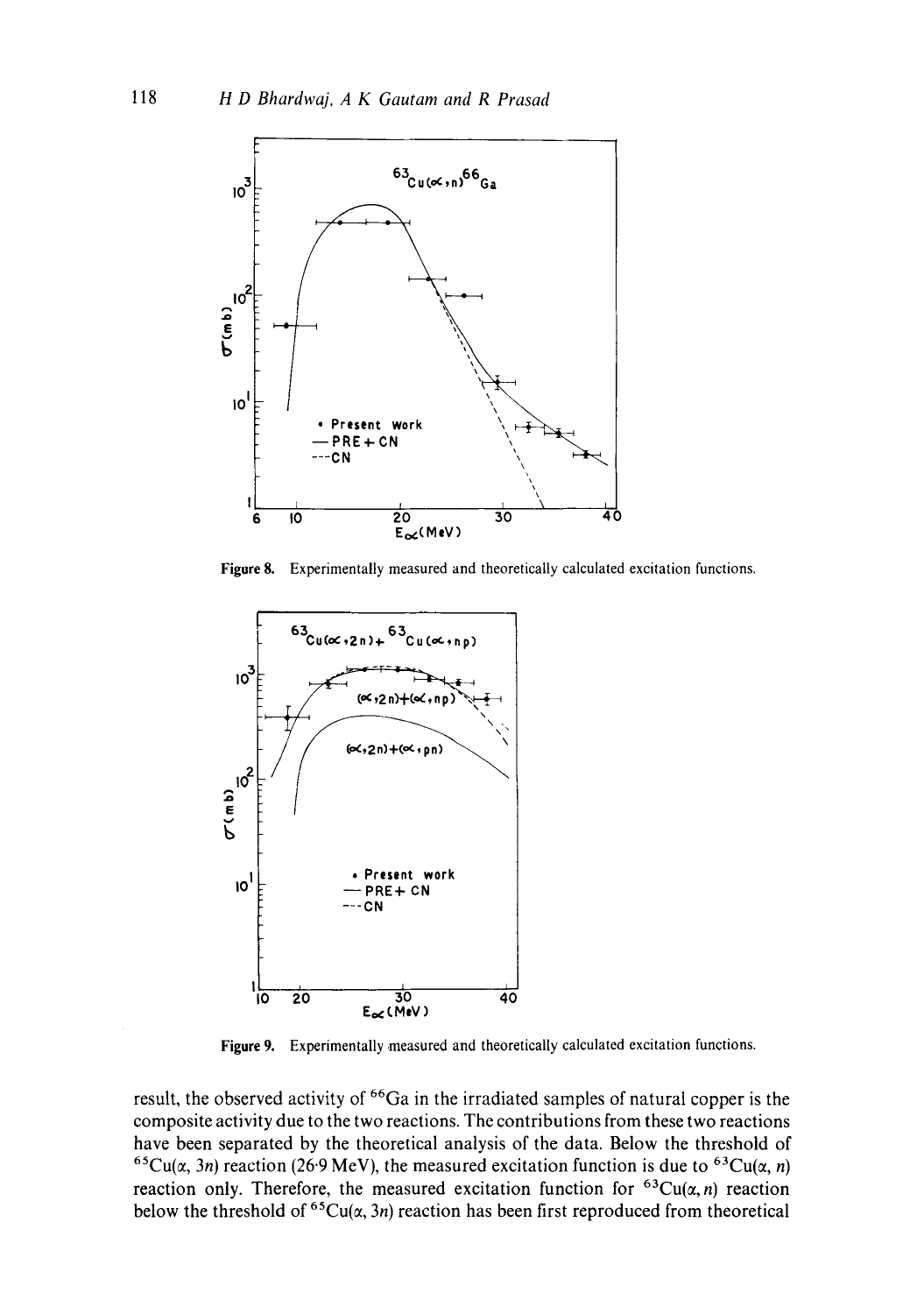Figure 8. Experimentally measured and theoretically calculated excitation functions.

Figure 9. Experimentally measured and theoretically calculated excitation functions.

result, the observed activity of $^{66}$Ga in the irradiated samples of natural copper is the composite activity due to the two reactions. The contributions from these two reactions have been separated by the theoretical analysis of the data. Below the threshold of $^{65}$Cu($\alpha$, 3*n*) reaction (26·9 MeV), the measured excitation function is due to $^{63}$Cu($\alpha$, *n*) reaction only. Therefore, the measured excitation function for $^{63}$Cu($\alpha$, *n*) reaction below the threshold of $^{65}$Cu($\alpha$, 3*n*) reaction has been first reproduced from theoretical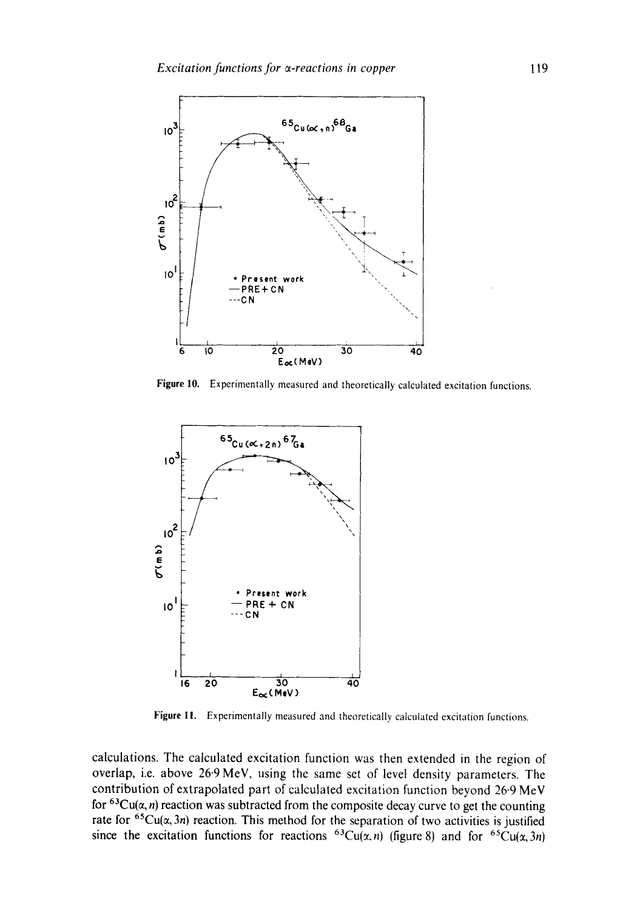Figure 10. Experimentally measured and theoretically calculated excitation functions.

Figure 11. Experimentally measured and theoretically calculated excitation functions.

calculations. The calculated excitation function was then extended in the region of overlap, i.e. above 26·9 MeV, using the same set of level density parameters. The contribution of extrapolated part of calculated excitation function beyond 26·9 MeV for $^{63}$Cu($\alpha$, $n$) reaction was subtracted from the composite decay curve to get the counting rate for $^{65}$Cu($\alpha$, 3$n$) reaction. This method for the separation of two activities is justified since the excitation functions for reactions $^{63}$Cu($\alpha$, $n$) (figure 8) and for $^{65}$Cu($\alpha$, 3$n$)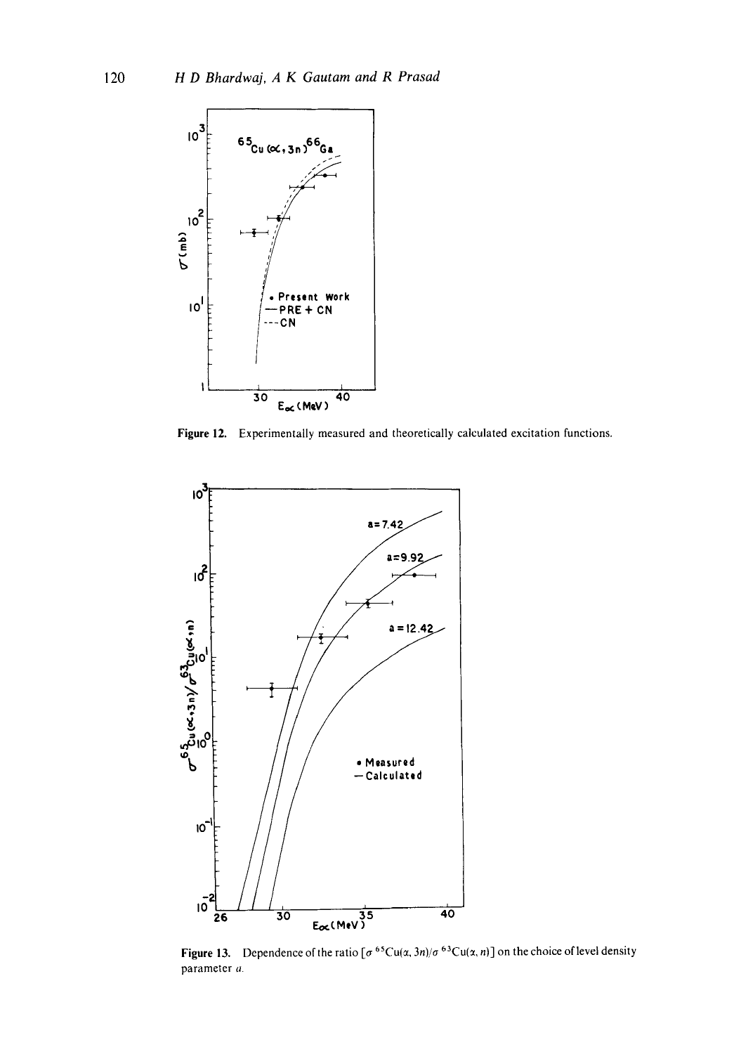Figure 12. Experimentally measured and theoretically calculated excitation functions.

Figure 13. Dependence of the ratio [$\sigma$ $^{65}$Cu($\alpha$, 3$n$)/$\sigma$ $^{63}$Cu($\alpha$, $n$)] on the choice of level density parameter $a$.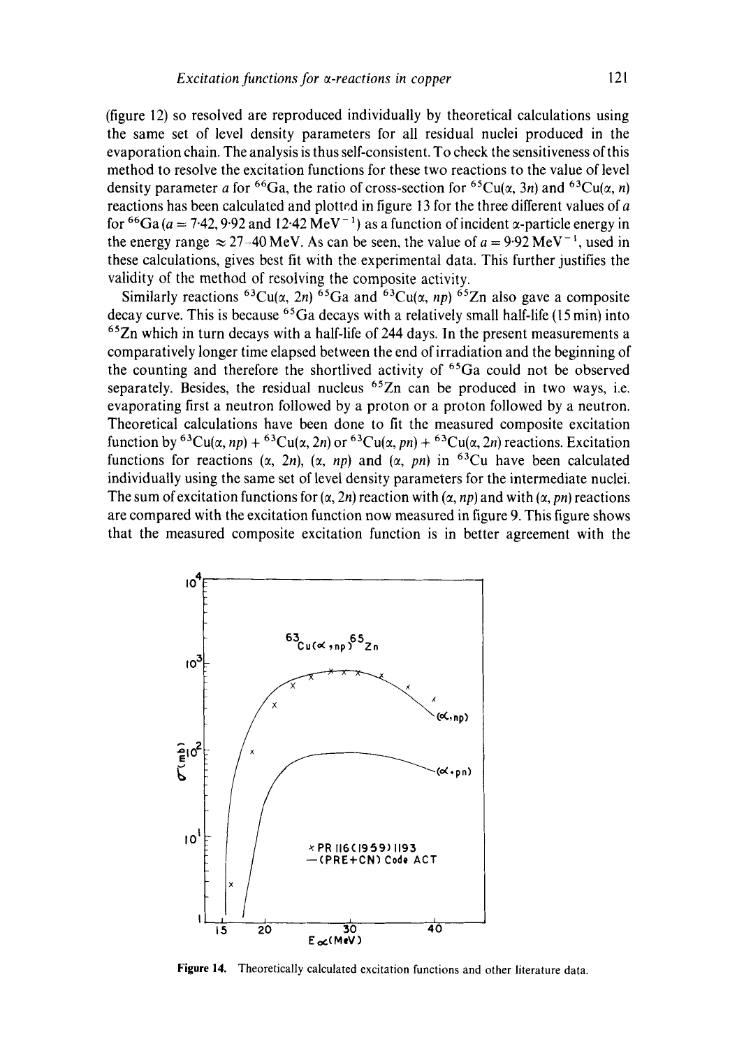(figure 12) so resolved are reproduced individually by theoretical calculations using the same set of level density parameters for all residual nuclei produced in the evaporation chain. The analysis is thus self-consistent. To check the sensitiveness of this method to resolve the excitation functions for these two reactions to the value of level density parameter $a$ for $^{66}$Ga, the ratio of cross-section for $^{65}$Cu($\alpha$, 3$n$) and $^{63}$Cu($\alpha$, $n$) reactions has been calculated and plotted in figure 13 for the three different values of $a$ for $^{66}$Ga ($a$ = 7·42, 9·92 and 12·42 MeV$^{-1}$) as a function of incident $\alpha$-particle energy in the energy range $\approx$ 27–40 MeV. As can be seen, the value of $a$ = 9·92 MeV$^{-1}$, used in these calculations, gives best fit with the experimental data. This further justifies the validity of the method of resolving the composite activity.

Similarly reactions $^{63}$Cu($\alpha$, 2$n$) $^{65}$Ga and $^{63}$Cu($\alpha$, $np$) $^{65}$Zn also gave a composite decay curve. This is because $^{65}$Ga decays with a relatively small half-life (15 min) into $^{65}$Zn which in turn decays with a half-life of 244 days. In the present measurements a comparatively longer time elapsed between the end of irradiation and the beginning of the counting and therefore the shortlived activity of $^{65}$Ga could not be observed separately. Besides, the residual nucleus $^{65}$Zn can be produced in two ways, i.e. evaporating first a neutron followed by a proton or a proton followed by a neutron. Theoretical calculations have been done to fit the measured composite excitation function by $^{63}$Cu($\alpha$, $np$) + $^{63}$Cu($\alpha$, 2$n$) or $^{63}$Cu($\alpha$, $pn$) + $^{63}$Cu($\alpha$, 2$n$) reactions. Excitation functions for reactions ($\alpha$, 2$n$), ($\alpha$, $np$) and ($\alpha$, $pn$) in $^{63}$Cu have been calculated individually using the same set of level density parameters for the intermediate nuclei. The sum of excitation functions for ($\alpha$, 2$n$) reaction with ($\alpha$, $np$) and with ($\alpha$, $pn$) reactions are compared with the excitation function now measured in figure 9. This figure shows that the measured composite excitation function is in better agreement with the

**Figure 14.** Theoretically calculated excitation functions and other literature data.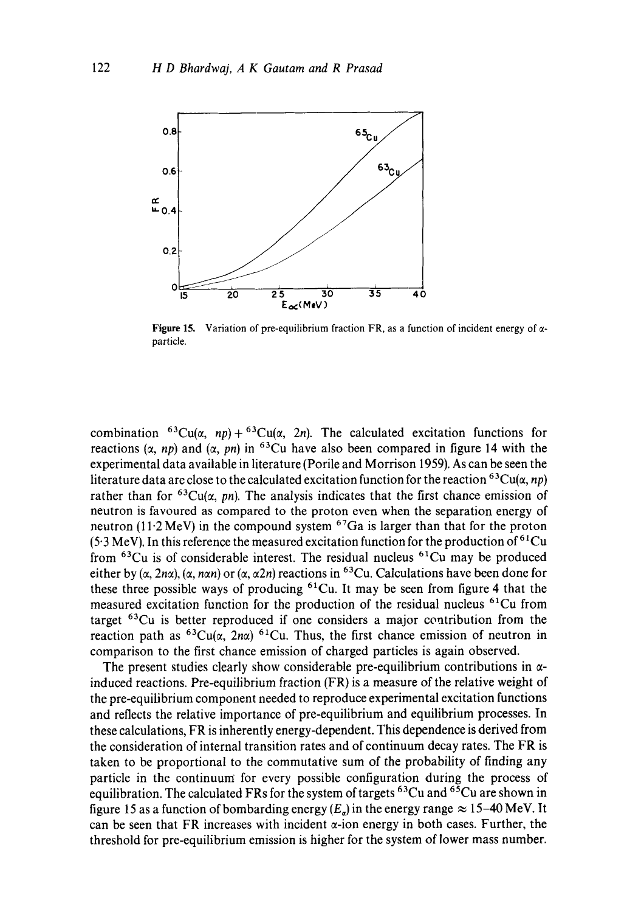**Figure 15.** Variation of pre-equilibrium fraction FR, as a function of incident energy of α-particle.

combination $^{63}$Cu(α, *np*) + $^{63}$Cu(α, 2*n*). The calculated excitation functions for reactions (α, *np*) and (α, *pn*) in $^{63}$Cu have also been compared in figure 14 with the experimental data available in literature (Porile and Morrison 1959). As can be seen the literature data are close to the calculated excitation function for the reaction $^{63}$Cu(α, *np*) rather than for $^{63}$Cu(α, *pn*). The analysis indicates that the first chance emission of neutron is favoured as compared to the proton even when the separation energy of neutron (11·2 MeV) in the compound system $^{67}$Ga is larger than that for the proton (5·3 MeV). In this reference the measured excitation function for the production of $^{61}$Cu from $^{63}$Cu is of considerable interest. The residual nucleus $^{61}$Cu may be produced either by (α, 2*n*α), (α, *n*α*n*) or (α, α2*n*) reactions in $^{63}$Cu. Calculations have been done for these three possible ways of producing $^{61}$Cu. It may be seen from figure 4 that the measured excitation function for the production of the residual nucleus $^{61}$Cu from target $^{63}$Cu is better reproduced if one considers a major contribution from the reaction path as $^{63}$Cu(α, 2*n*α) $^{61}$Cu. Thus, the first chance emission of neutron in comparison to the first chance emission of charged particles is again observed.

The present studies clearly show considerable pre-equilibrium contributions in α-induced reactions. Pre-equilibrium fraction (FR) is a measure of the relative weight of the pre-equilibrium component needed to reproduce experimental excitation functions and reflects the relative importance of pre-equilibrium and equilibrium processes. In these calculations, FR is inherently energy-dependent. This dependence is derived from the consideration of internal transition rates and of continuum decay rates. The FR is taken to be proportional to the commutative sum of the probability of finding any particle in the continuum for every possible configuration during the process of equilibration. The calculated FRs for the system of targets $^{63}$Cu and $^{65}$Cu are shown in figure 15 as a function of bombarding energy ($E_\alpha$) in the energy range ≈ 15–40 MeV. It can be seen that FR increases with incident α-ion energy in both cases. Further, the threshold for pre-equilibrium emission is higher for the system of lower mass number.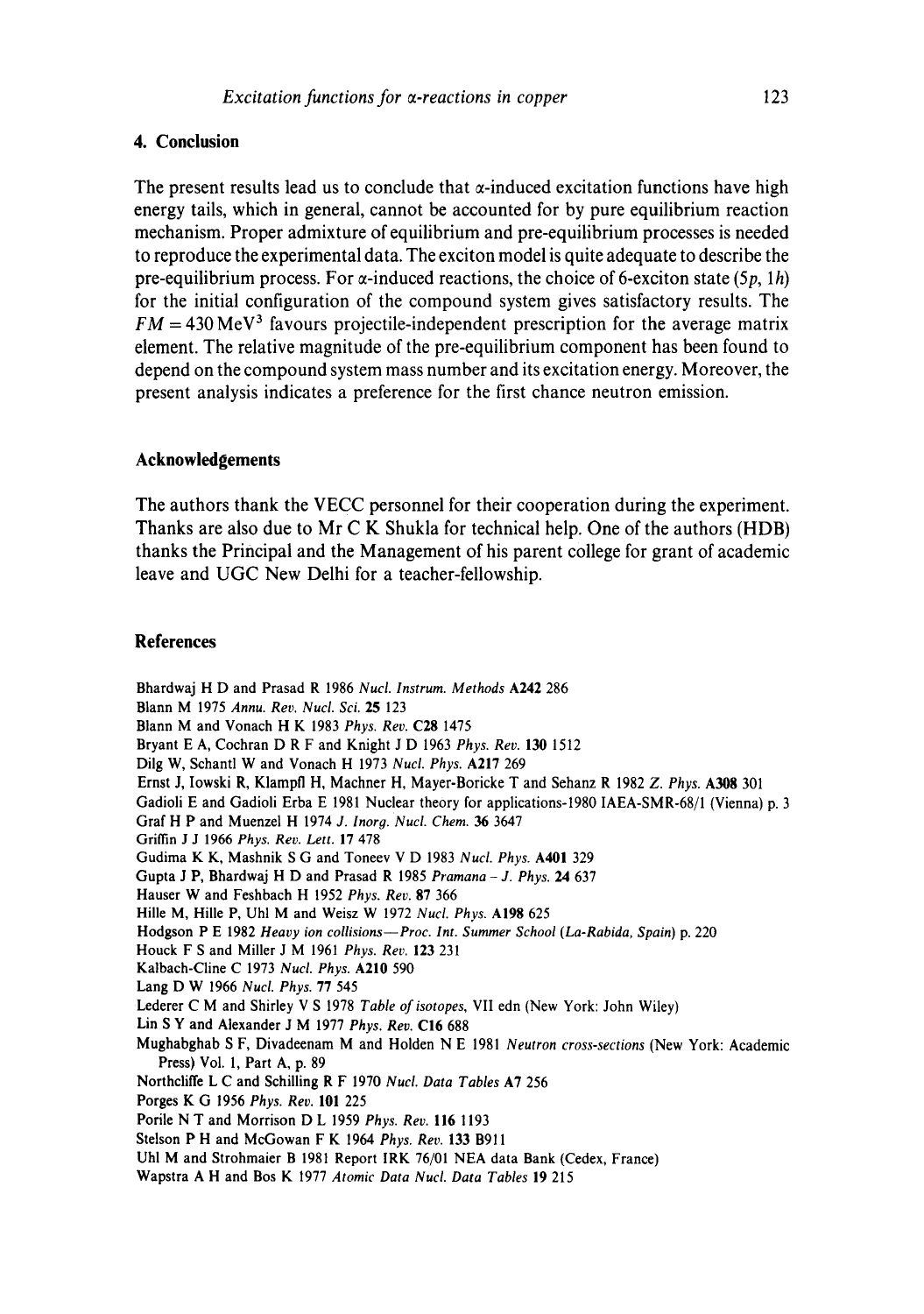## 4. Conclusion

The present results lead us to conclude that $\alpha$-induced excitation functions have high energy tails, which in general, cannot be accounted for by pure equilibrium reaction mechanism. Proper admixture of equilibrium and pre-equilibrium processes is needed to reproduce the experimental data. The exciton model is quite adequate to describe the pre-equilibrium process. For $\alpha$-induced reactions, the choice of 6-exciton state ($5p$, $1h$) for the initial configuration of the compound system gives satisfactory results. The $FM = 430\,\text{MeV}^3$ favours projectile-independent prescription for the average matrix element. The relative magnitude of the pre-equilibrium component has been found to depend on the compound system mass number and its excitation energy. Moreover, the present analysis indicates a preference for the first chance neutron emission.

## Acknowledgements

The authors thank the VECC personnel for their cooperation during the experiment. Thanks are also due to Mr C K Shukla for technical help. One of the authors (HDB) thanks the Principal and the Management of his parent college for grant of academic leave and UGC New Delhi for a teacher-fellowship.

## References

Bhardwaj H D and Prasad R 1986 *Nucl. Instrum. Methods* **A242** 286
Blann M 1975 *Annu. Rev. Nucl. Sci.* **25** 123
Blann M and Vonach H K 1983 *Phys. Rev.* **C28** 1475
Bryant E A, Cochran D R F and Knight J D 1963 *Phys. Rev.* **130** 1512
Dilg W, Schantl W and Vonach H 1973 *Nucl. Phys.* **A217** 269
Ernst J, Iowski R, Klampfl H, Machner H, Mayer-Boricke T and Sehanz R 1982 *Z. Phys.* **A308** 301
Gadioli E and Gadioli Erba E 1981 Nuclear theory for applications-1980 IAEA-SMR-68/1 (Vienna) p. 3
Graf H P and Muenzel H 1974 *J. Inorg. Nucl. Chem.* **36** 3647
Griffin J J 1966 *Phys. Rev. Lett.* **17** 478
Gudima K K, Mashnik S G and Toneev V D 1983 *Nucl. Phys.* **A401** 329
Gupta J P, Bhardwaj H D and Prasad R 1985 *Pramana – J. Phys.* **24** 637
Hauser W and Feshbach H 1952 *Phys. Rev.* **87** 366
Hille M, Hille P, Uhl M and Weisz W 1972 *Nucl. Phys.* **A198** 625
Hodgson P E 1982 *Heavy ion collisions—Proc. Int. Summer School (La-Rabida, Spain)* p. 220
Houck F S and Miller J M 1961 *Phys. Rev.* **123** 231
Kalbach-Cline C 1973 *Nucl. Phys.* **A210** 590
Lang D W 1966 *Nucl. Phys.* **77** 545
Lederer C M and Shirley V S 1978 *Table of isotopes*, VII edn (New York: John Wiley)
Lin S Y and Alexander J M 1977 *Phys. Rev.* **C16** 688
Mughabghab S F, Divadeenam M and Holden N E 1981 *Neutron cross-sections* (New York: Academic Press) Vol. 1, Part A, p. 89
Northcliffe L C and Schilling R F 1970 *Nucl. Data Tables* **A7** 256
Porges K G 1956 *Phys. Rev.* **101** 225
Porile N T and Morrison D L 1959 *Phys. Rev.* **116** 1193
Stelson P H and McGowan F K 1964 *Phys. Rev.* **133** B911
Uhl M and Strohmaier B 1981 Report IRK 76/01 NEA data Bank (Cedex, France)
Wapstra A H and Bos K 1977 *Atomic Data Nucl. Data Tables* **19** 215